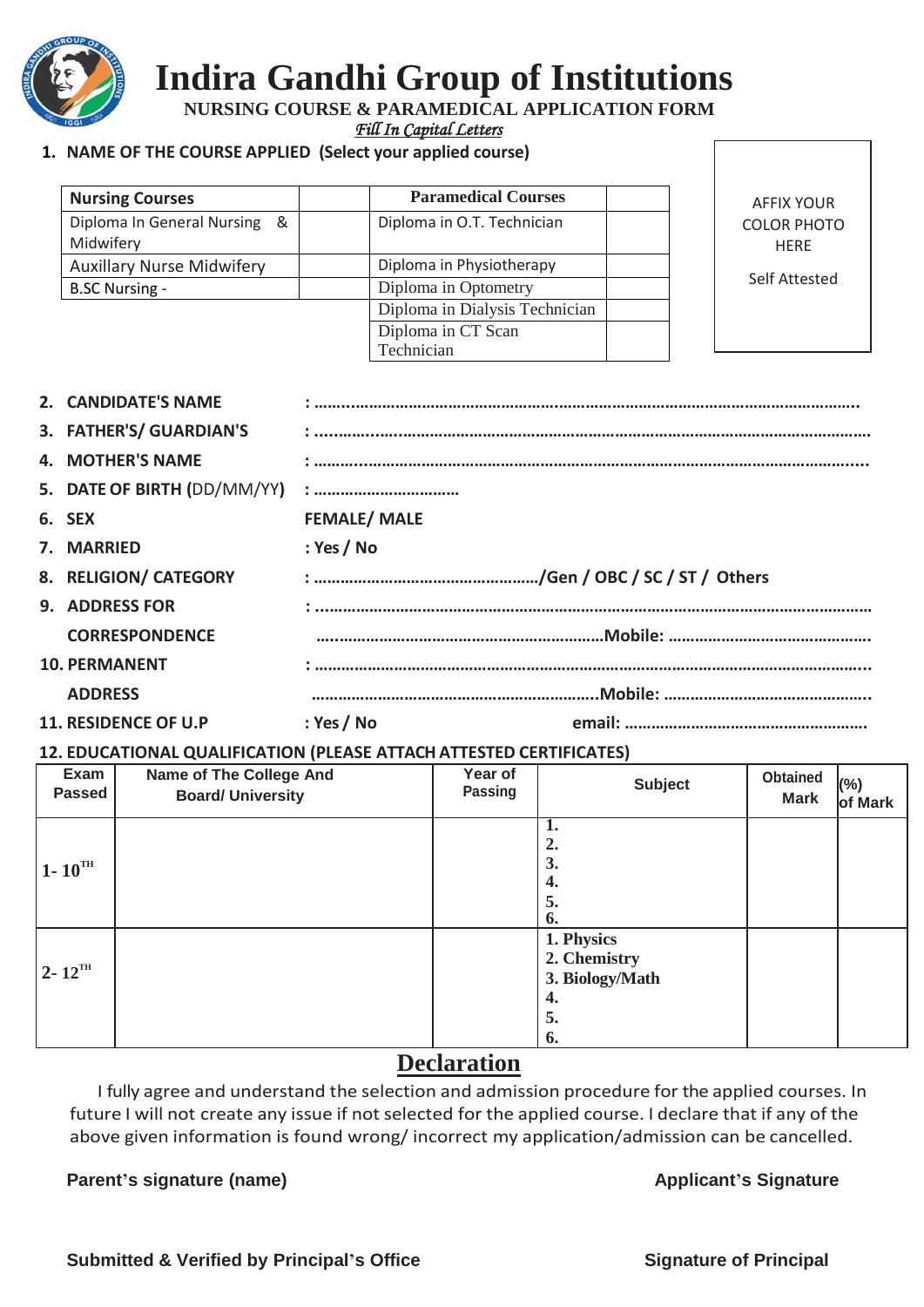# Indira Gandhi Group of Institutions

**NURSING COURSE & PARAMEDICAL APPLICATION FORM**

*Fill In Capital Letters*

**1. NAME OF THE COURSE APPLIED (Select your applied course)**

| Nursing Courses | | Paramedical Courses | |
|---|---|---|---|
| Diploma In General Nursing & Midwifery | | Diploma in O.T. Technician | |
| Auxillary Nurse Midwifery | | Diploma in Physiotherapy | |
| B.SC Nursing - | | Diploma in Optometry | |
| | | Diploma in Dialysis Technician | |
| | | Diploma in CT Scan Technician | |

AFFIX YOUR COLOR PHOTO HERE

Self Attested

**2. CANDIDATE'S NAME** : ..........................................................................................................

**3. FATHER'S/ GUARDIAN'S** : ..........................................................................................................

**4. MOTHER'S NAME** : ..........................................................................................................

**5. DATE OF BIRTH** (DD/MM/YY) : ................................

**6. SEX** **FEMALE/ MALE**

**7. MARRIED** **: Yes / No**

**8. RELIGION/ CATEGORY** **: ................................................./Gen / OBC / SC / ST / Others**

**9. ADDRESS FOR CORRESPONDENCE** : ..........................................................................................................
..............................................................**Mobile:** ............................................

**10. PERMANENT ADDRESS** : ..........................................................................................................
..............................................................**Mobile:** ............................................

**11. RESIDENCE OF U.P** **: Yes / No** **email:** ......................................................

**12. EDUCATIONAL QUALIFICATION (PLEASE ATTACH ATTESTED CERTIFICATES)**

| Exam Passed | Name of The College And Board/ University | Year of Passing | Subject | Obtained Mark | (%) of Mark |
|---|---|---|---|---|---|
| 1- 10TH | | | 1.<br>2.<br>3.<br>4.<br>5.<br>6. | | |
| 2- 12TH | | | 1. Physics<br>2. Chemistry<br>3. Biology/Math<br>4.<br>5.<br>6. | | |

## Declaration

I fully agree and understand the selection and admission procedure for the applied courses. In future I will not create any issue if not selected for the applied course. I declare that if any of the above given information is found wrong/ incorrect my application/admission can be cancelled.

**Parent's signature (name)** **Applicant's Signature**

**Submitted & Verified by Principal's Office** **Signature of Principal**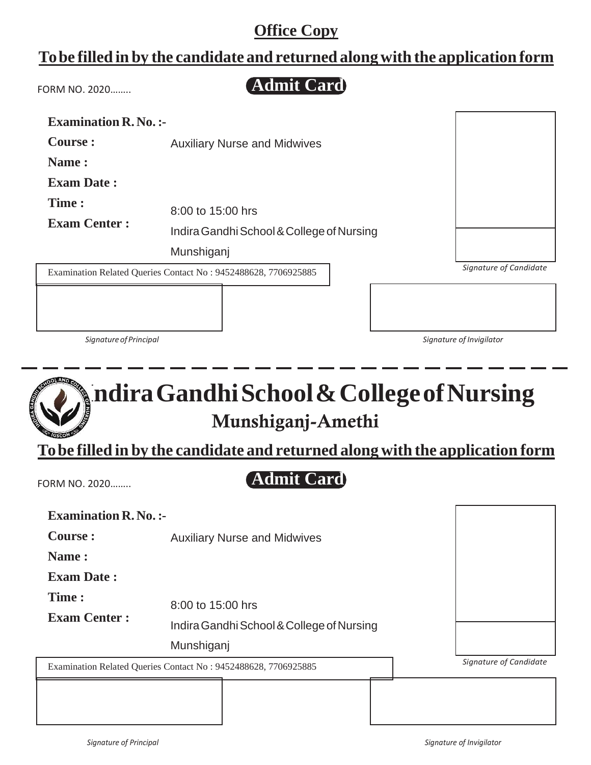## Office Copy

**To be filled in by the candidate and returned along with the application form**

FORM NO. 2020........

**Admit Card**

**Examination R. No. :-**

**Course :** Auxiliary Nurse and Midwives

**Name :**

**Exam Date :**

**Time :** 8:00 to 15:00 hrs

**Exam Center :** Indira Gandhi School & College of Nursing Munshiganj

*Signature of Candidate*

Examination Related Queries Contact No : 9452488628, 7706925885

*Signature of Principal*

*Signature of Invigilator*

---

# Indira Gandhi School & College of Nursing

## Munshiganj-Amethi

**To be filled in by the candidate and returned along with the application form**

FORM NO. 2020........

**Admit Card**

**Examination R. No. :-**

**Course :** Auxiliary Nurse and Midwives

**Name :**

**Exam Date :**

**Time :** 8:00 to 15:00 hrs

**Exam Center :** Indira Gandhi School & College of Nursing Munshiganj

*Signature of Candidate*

Examination Related Queries Contact No : 9452488628, 7706925885

*Signature of Principal*

*Signature of Invigilator*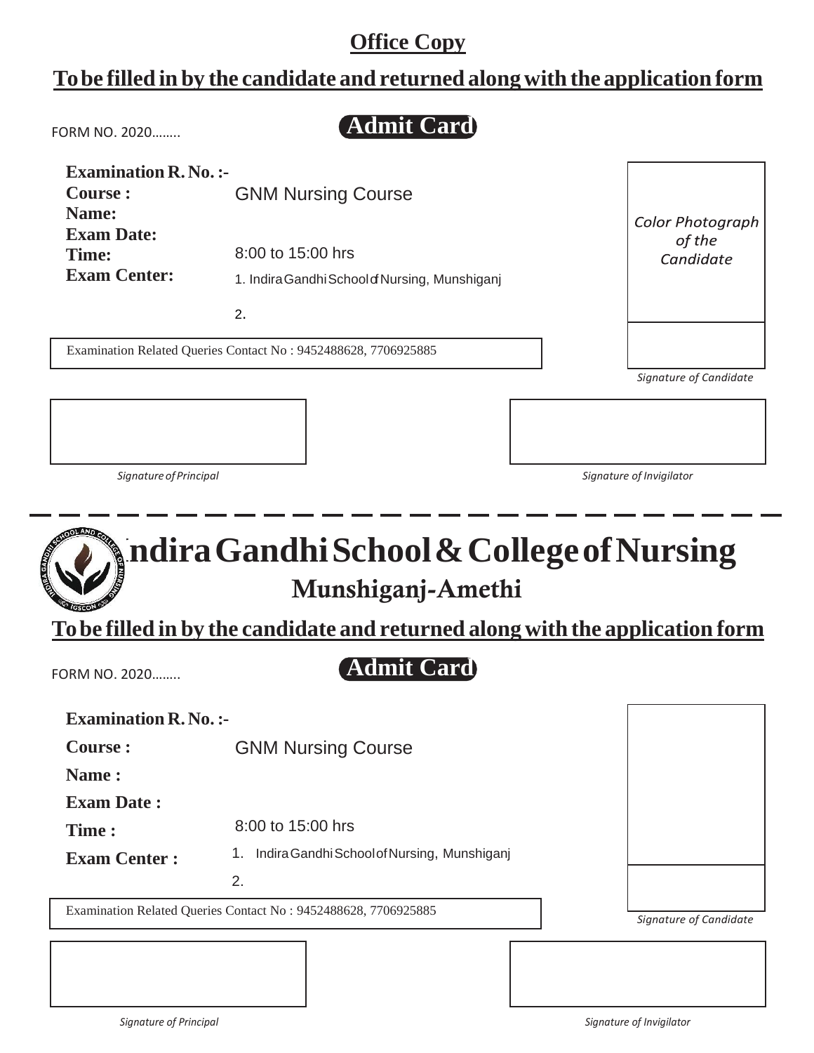## Office Copy

## To be filled in by the candidate and returned along with the application form

FORM NO. 2020........

**Admit Card**

**Examination R. No. :-**

**Course :** GNM Nursing Course

**Name:**

**Exam Date:**

**Time:** 8:00 to 15:00 hrs

**Exam Center:** 1. Indira Gandhi School of Nursing, Munshiganj

2.

Examination Related Queries Contact No : 9452488628, 7706925885

*Color Photograph of the Candidate*

*Signature of Candidate*

*Signature of Principal*

*Signature of Invigilator*

---

# Indira Gandhi School & College of Nursing

## Munshiganj-Amethi

## To be filled in by the candidate and returned along with the application form

FORM NO. 2020........

**Admit Card**

**Examination R. No. :-**

**Course :** GNM Nursing Course

**Name :**

**Exam Date :**

**Time :** 8:00 to 15:00 hrs

**Exam Center :** 1. Indira Gandhi School of Nursing, Munshiganj

2.

Examination Related Queries Contact No : 9452488628, 7706925885

*Signature of Candidate*

*Signature of Principal*

*Signature of Invigilator*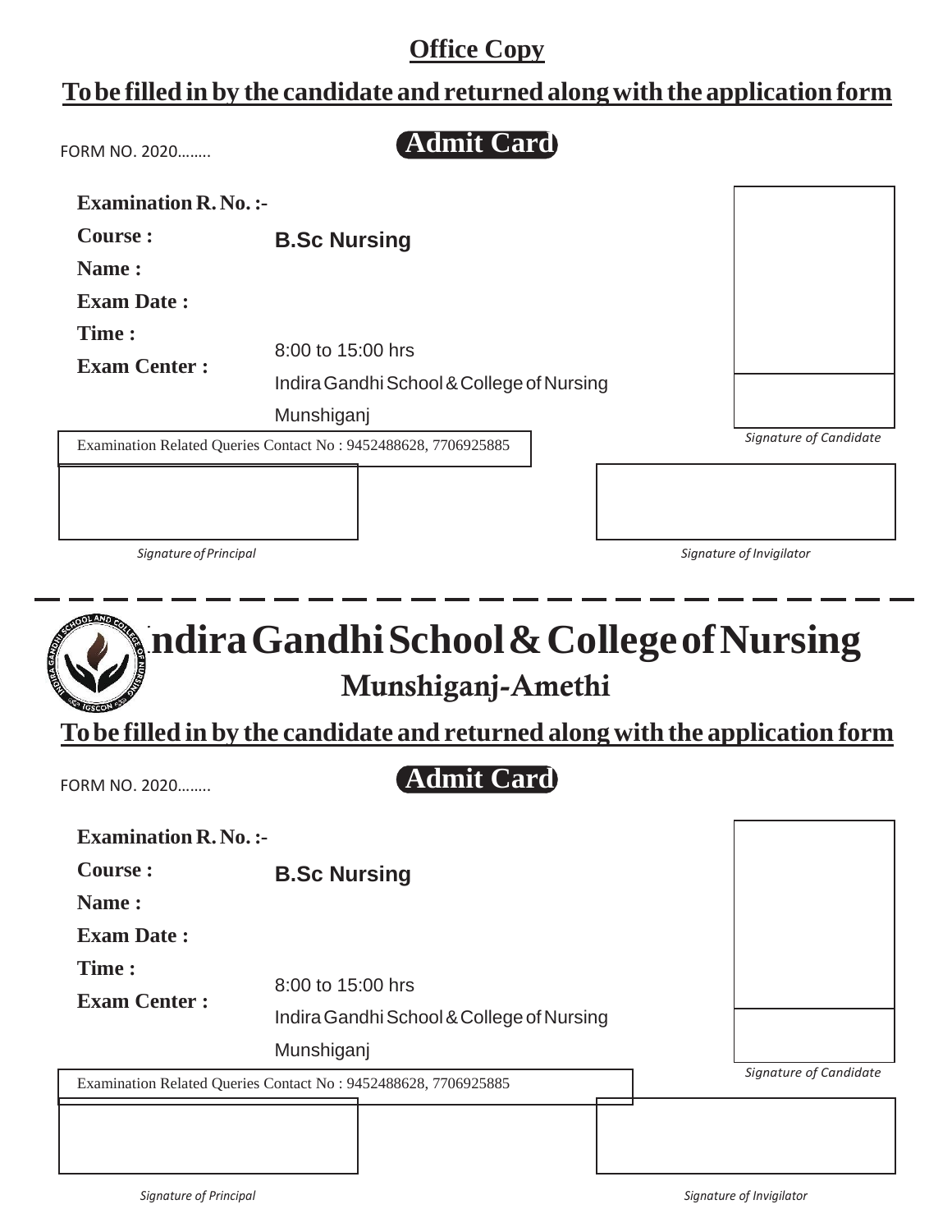## Office Copy

## To be filled in by the candidate and returned along with the application form

FORM NO. 2020........

**Admit Card**

**Examination R. No. :-**

**Course :** B.Sc Nursing

**Name :**

**Exam Date :**

**Time :** 8:00 to 15:00 hrs

**Exam Center :** Indira Gandhi School & College of Nursing Munshiganj

*Signature of Candidate*

Examination Related Queries Contact No : 9452488628, 7706925885

*Signature of Principal*

*Signature of Invigilator*

---

# Indira Gandhi School & College of Nursing

## Munshiganj-Amethi

## To be filled in by the candidate and returned along with the application form

FORM NO. 2020........

**Admit Card**

**Examination R. No. :-**

**Course :** B.Sc Nursing

**Name :**

**Exam Date :**

**Time :** 8:00 to 15:00 hrs

**Exam Center :** Indira Gandhi School & College of Nursing Munshiganj

*Signature of Candidate*

Examination Related Queries Contact No : 9452488628, 7706925885

*Signature of Principal*

*Signature of Invigilator*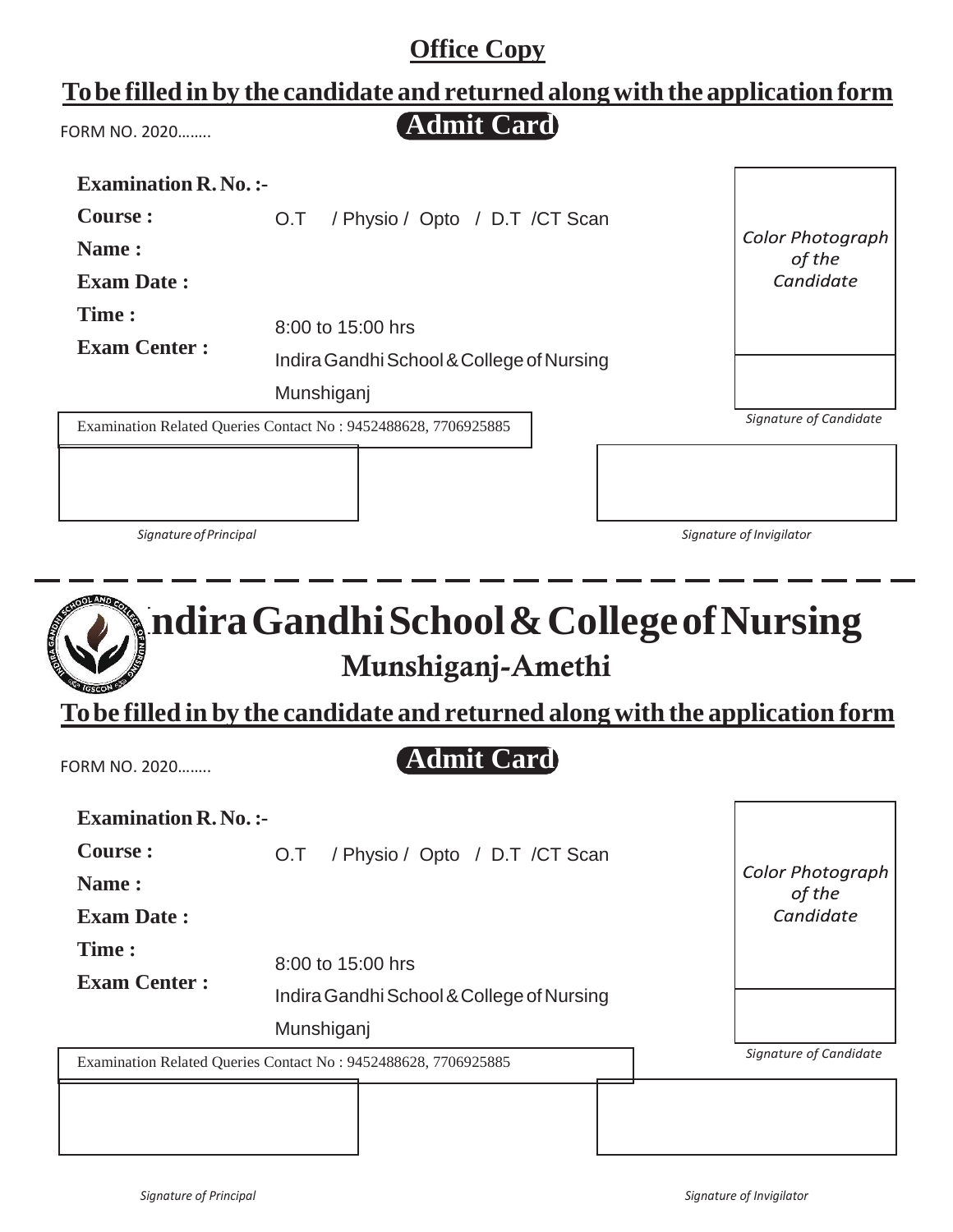## Office Copy

**To be filled in by the candidate and returned along with the application form**

FORM NO. 2020........

**Admit Card**

**Examination R. No. :-**

**Course :** O.T / Physio / Opto / D.T /CT Scan

**Name :**

**Exam Date :**

**Time :** 8:00 to 15:00 hrs

**Exam Center :** Indira Gandhi School & College of Nursing Munshiganj

*Color Photograph of the Candidate*

*Signature of Candidate*

Examination Related Queries Contact No : 9452488628, 7706925885

*Signature of Principal*

*Signature of Invigilator*

---

# Indira Gandhi School & College of Nursing

## Munshiganj-Amethi

**To be filled in by the candidate and returned along with the application form**

FORM NO. 2020........

**Admit Card**

**Examination R. No. :-**

**Course :** O.T / Physio / Opto / D.T /CT Scan

**Name :**

**Exam Date :**

**Time :** 8:00 to 15:00 hrs

**Exam Center :** Indira Gandhi School & College of Nursing Munshiganj

*Color Photograph of the Candidate*

*Signature of Candidate*

Examination Related Queries Contact No : 9452488628, 7706925885

*Signature of Principal*

*Signature of Invigilator*